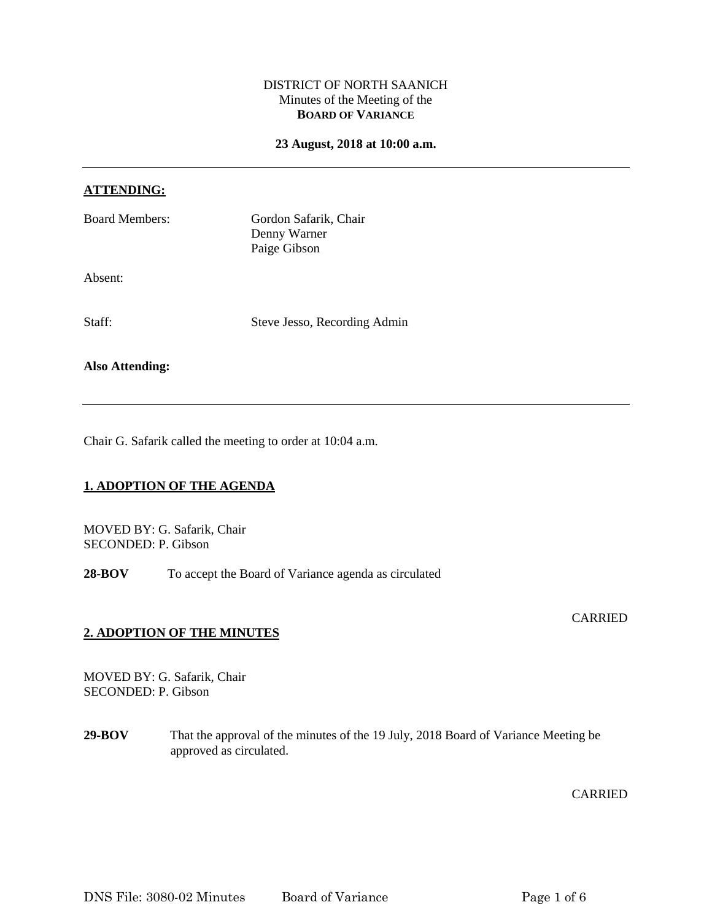DISTRICT OF NORTH SAANICH
Minutes of the Meeting of the
**BOARD OF VARIANCE**

**23 August, 2018 at 10:00 a.m.**

---

**ATTENDING:**

Board Members: Gordon Safarik, Chair
Denny Warner
Paige Gibson

Absent:

Staff: Steve Jesso, Recording Admin

**Also Attending:**

---

Chair G. Safarik called the meeting to order at 10:04 a.m.

## 1. ADOPTION OF THE AGENDA

MOVED BY: G. Safarik, Chair
SECONDED: P. Gibson

**28-BOV** To accept the Board of Variance agenda as circulated

CARRIED

## 2. ADOPTION OF THE MINUTES

MOVED BY: G. Safarik, Chair
SECONDED: P. Gibson

**29-BOV** That the approval of the minutes of the 19 July, 2018 Board of Variance Meeting be approved as circulated.

CARRIED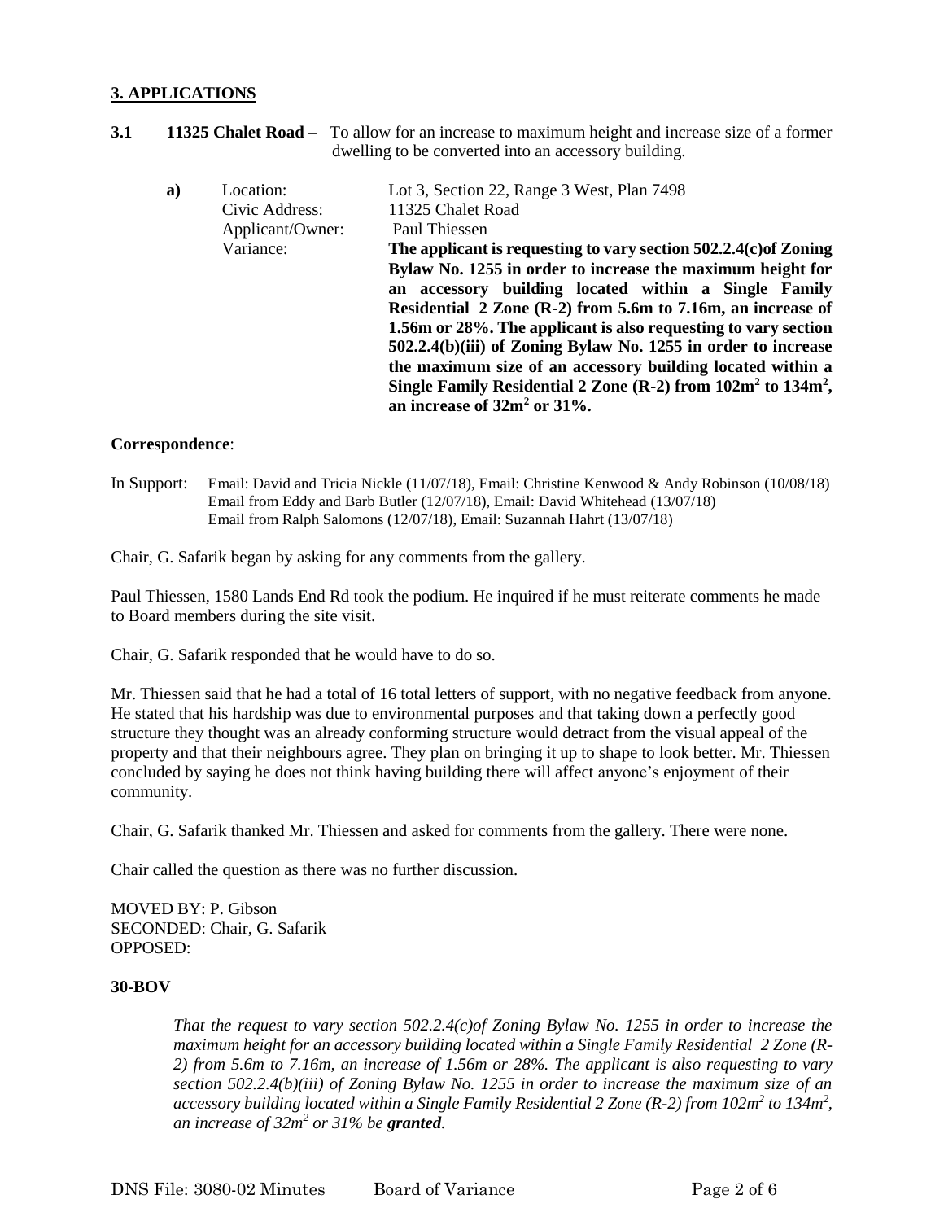## 3. APPLICATIONS

**3.1 11325 Chalet Road –** To allow for an increase to maximum height and increase size of a former dwelling to be converted into an accessory building.

**a)**

| | |
|---|---|
| Location: | Lot 3, Section 22, Range 3 West, Plan 7498 |
| Civic Address: | 11325 Chalet Road |
| Applicant/Owner: | Paul Thiessen |
| Variance: | **The applicant is requesting to vary section 502.2.4(c)of Zoning Bylaw No. 1255 in order to increase the maximum height for an accessory building located within a Single Family Residential 2 Zone (R-2) from 5.6m to 7.16m, an increase of 1.56m or 28%. The applicant is also requesting to vary section 502.2.4(b)(iii) of Zoning Bylaw No. 1255 in order to increase the maximum size of an accessory building located within a Single Family Residential 2 Zone (R-2) from 102m$^2$ to 134m$^2$, an increase of 32m$^2$ or 31%.** |

**Correspondence**:

In Support: Email: David and Tricia Nickle (11/07/18), Email: Christine Kenwood & Andy Robinson (10/08/18) Email from Eddy and Barb Butler (12/07/18), Email: David Whitehead (13/07/18) Email from Ralph Salomons (12/07/18), Email: Suzannah Hahrt (13/07/18)

Chair, G. Safarik began by asking for any comments from the gallery.

Paul Thiessen, 1580 Lands End Rd took the podium. He inquired if he must reiterate comments he made to Board members during the site visit.

Chair, G. Safarik responded that he would have to do so.

Mr. Thiessen said that he had a total of 16 total letters of support, with no negative feedback from anyone. He stated that his hardship was due to environmental purposes and that taking down a perfectly good structure they thought was an already conforming structure would detract from the visual appeal of the property and that their neighbours agree. They plan on bringing it up to shape to look better. Mr. Thiessen concluded by saying he does not think having building there will affect anyone's enjoyment of their community.

Chair, G. Safarik thanked Mr. Thiessen and asked for comments from the gallery. There were none.

Chair called the question as there was no further discussion.

MOVED BY: P. Gibson
SECONDED: Chair, G. Safarik
OPPOSED:

**30-BOV**

*That the request to vary section 502.2.4(c)of Zoning Bylaw No. 1255 in order to increase the maximum height for an accessory building located within a Single Family Residential 2 Zone (R-2) from 5.6m to 7.16m, an increase of 1.56m or 28%. The applicant is also requesting to vary section 502.2.4(b)(iii) of Zoning Bylaw No. 1255 in order to increase the maximum size of an accessory building located within a Single Family Residential 2 Zone (R-2) from 102m$^2$ to 134m$^2$, an increase of 32m$^2$ or 31% be **granted**.*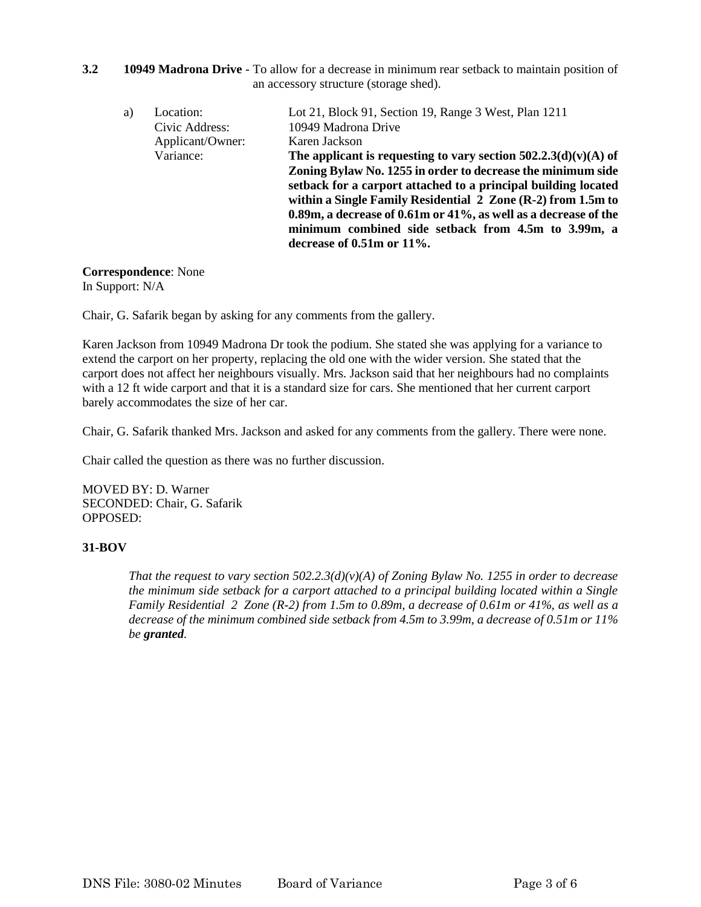**3.2 10949 Madrona Drive** - To allow for a decrease in minimum rear setback to maintain position of an accessory structure (storage shed).

a) Location: Lot 21, Block 91, Section 19, Range 3 West, Plan 1211
Civic Address: 10949 Madrona Drive
Applicant/Owner: Karen Jackson
Variance: **The applicant is requesting to vary section 502.2.3(d)(v)(A) of Zoning Bylaw No. 1255 in order to decrease the minimum side setback for a carport attached to a principal building located within a Single Family Residential 2 Zone (R-2) from 1.5m to 0.89m, a decrease of 0.61m or 41%, as well as a decrease of the minimum combined side setback from 4.5m to 3.99m, a decrease of 0.51m or 11%.**

**Correspondence**: None
In Support: N/A

Chair, G. Safarik began by asking for any comments from the gallery.

Karen Jackson from 10949 Madrona Dr took the podium. She stated she was applying for a variance to extend the carport on her property, replacing the old one with the wider version. She stated that the carport does not affect her neighbours visually. Mrs. Jackson said that her neighbours had no complaints with a 12 ft wide carport and that it is a standard size for cars. She mentioned that her current carport barely accommodates the size of her car.

Chair, G. Safarik thanked Mrs. Jackson and asked for any comments from the gallery. There were none.

Chair called the question as there was no further discussion.

MOVED BY: D. Warner
SECONDED: Chair, G. Safarik
OPPOSED:

**31-BOV**

> *That the request to vary section 502.2.3(d)(v)(A) of Zoning Bylaw No. 1255 in order to decrease the minimum side setback for a carport attached to a principal building located within a Single Family Residential 2 Zone (R-2) from 1.5m to 0.89m, a decrease of 0.61m or 41%, as well as a decrease of the minimum combined side setback from 4.5m to 3.99m, a decrease of 0.51m or 11% be **granted**.*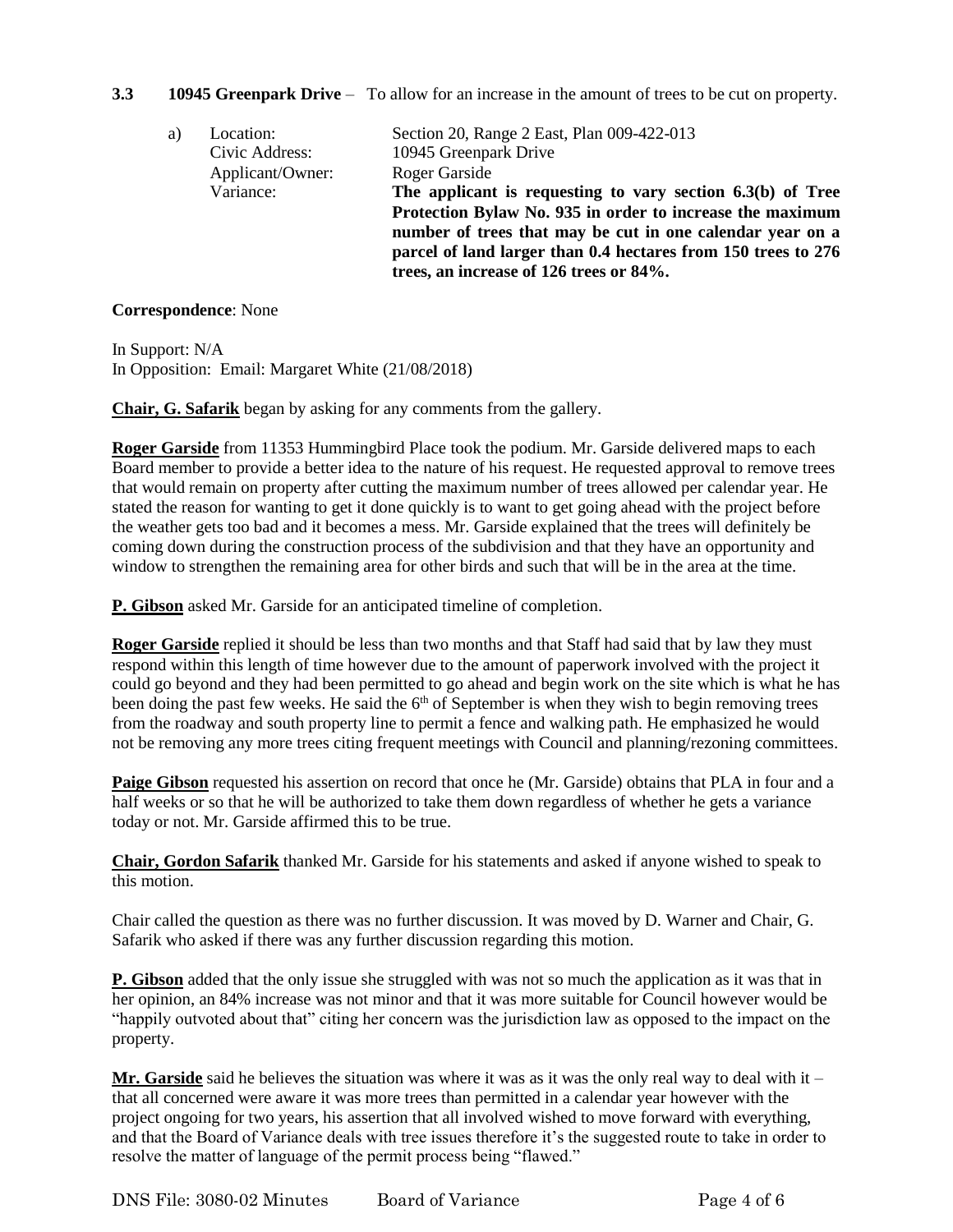**3.3 10945 Greenpark Drive** – To allow for an increase in the amount of trees to be cut on property.

a) Location: Section 20, Range 2 East, Plan 009-422-013
Civic Address: 10945 Greenpark Drive
Applicant/Owner: Roger Garside
Variance: **The applicant is requesting to vary section 6.3(b) of Tree Protection Bylaw No. 935 in order to increase the maximum number of trees that may be cut in one calendar year on a parcel of land larger than 0.4 hectares from 150 trees to 276 trees, an increase of 126 trees or 84%.**

**Correspondence**: None

In Support: N/A
In Opposition: Email: Margaret White (21/08/2018)

**Chair, G. Safarik** began by asking for any comments from the gallery.

**Roger Garside** from 11353 Hummingbird Place took the podium. Mr. Garside delivered maps to each Board member to provide a better idea to the nature of his request. He requested approval to remove trees that would remain on property after cutting the maximum number of trees allowed per calendar year. He stated the reason for wanting to get it done quickly is to want to get going ahead with the project before the weather gets too bad and it becomes a mess. Mr. Garside explained that the trees will definitely be coming down during the construction process of the subdivision and that they have an opportunity and window to strengthen the remaining area for other birds and such that will be in the area at the time.

**P. Gibson** asked Mr. Garside for an anticipated timeline of completion.

**Roger Garside** replied it should be less than two months and that Staff had said that by law they must respond within this length of time however due to the amount of paperwork involved with the project it could go beyond and they had been permitted to go ahead and begin work on the site which is what he has been doing the past few weeks. He said the 6th of September is when they wish to begin removing trees from the roadway and south property line to permit a fence and walking path. He emphasized he would not be removing any more trees citing frequent meetings with Council and planning/rezoning committees.

**Paige Gibson** requested his assertion on record that once he (Mr. Garside) obtains that PLA in four and a half weeks or so that he will be authorized to take them down regardless of whether he gets a variance today or not. Mr. Garside affirmed this to be true.

**Chair, Gordon Safarik** thanked Mr. Garside for his statements and asked if anyone wished to speak to this motion.

Chair called the question as there was no further discussion. It was moved by D. Warner and Chair, G. Safarik who asked if there was any further discussion regarding this motion.

**P. Gibson** added that the only issue she struggled with was not so much the application as it was that in her opinion, an 84% increase was not minor and that it was more suitable for Council however would be "happily outvoted about that" citing her concern was the jurisdiction law as opposed to the impact on the property.

**Mr. Garside** said he believes the situation was where it was as it was the only real way to deal with it – that all concerned were aware it was more trees than permitted in a calendar year however with the project ongoing for two years, his assertion that all involved wished to move forward with everything, and that the Board of Variance deals with tree issues therefore it's the suggested route to take in order to resolve the matter of language of the permit process being "flawed."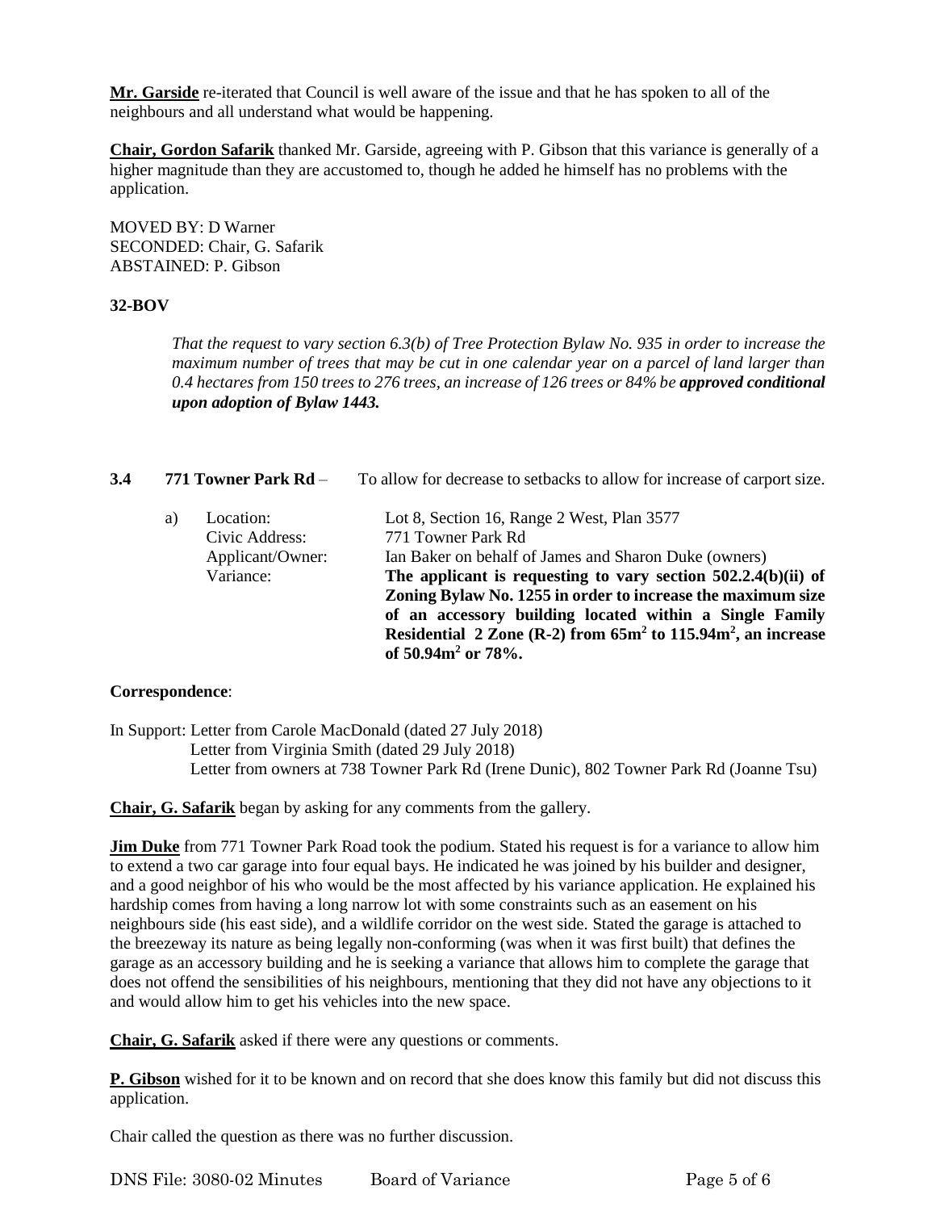**Mr. Garside** re-iterated that Council is well aware of the issue and that he has spoken to all of the neighbours and all understand what would be happening.

**Chair, Gordon Safarik** thanked Mr. Garside, agreeing with P. Gibson that this variance is generally of a higher magnitude than they are accustomed to, though he added he himself has no problems with the application.

MOVED BY: D Warner
SECONDED: Chair, G. Safarik
ABSTAINED: P. Gibson

**32-BOV**

> *That the request to vary section 6.3(b) of Tree Protection Bylaw No. 935 in order to increase the maximum number of trees that may be cut in one calendar year on a parcel of land larger than 0.4 hectares from 150 trees to 276 trees, an increase of 126 trees or 84% be* ***approved conditional upon adoption of Bylaw 1443.***

**3.4 771 Towner Park Rd** – To allow for decrease to setbacks to allow for increase of carport size.

a) Location: Lot 8, Section 16, Range 2 West, Plan 3577
Civic Address: 771 Towner Park Rd
Applicant/Owner: Ian Baker on behalf of James and Sharon Duke (owners)
Variance: **The applicant is requesting to vary section 502.2.4(b)(ii) of Zoning Bylaw No. 1255 in order to increase the maximum size of an accessory building located within a Single Family Residential 2 Zone (R-2) from $65m^2$ to $115.94m^2$, an increase of $50.94m^2$ or 78%.**

**Correspondence**:

In Support: Letter from Carole MacDonald (dated 27 July 2018)
Letter from Virginia Smith (dated 29 July 2018)
Letter from owners at 738 Towner Park Rd (Irene Dunic), 802 Towner Park Rd (Joanne Tsu)

**Chair, G. Safarik** began by asking for any comments from the gallery.

**Jim Duke** from 771 Towner Park Road took the podium. Stated his request is for a variance to allow him to extend a two car garage into four equal bays. He indicated he was joined by his builder and designer, and a good neighbor of his who would be the most affected by his variance application. He explained his hardship comes from having a long narrow lot with some constraints such as an easement on his neighbours side (his east side), and a wildlife corridor on the west side. Stated the garage is attached to the breezeway its nature as being legally non-conforming (was when it was first built) that defines the garage as an accessory building and he is seeking a variance that allows him to complete the garage that does not offend the sensibilities of his neighbours, mentioning that they did not have any objections to it and would allow him to get his vehicles into the new space.

**Chair, G. Safarik** asked if there were any questions or comments.

**P. Gibson** wished for it to be known and on record that she does know this family but did not discuss this application.

Chair called the question as there was no further discussion.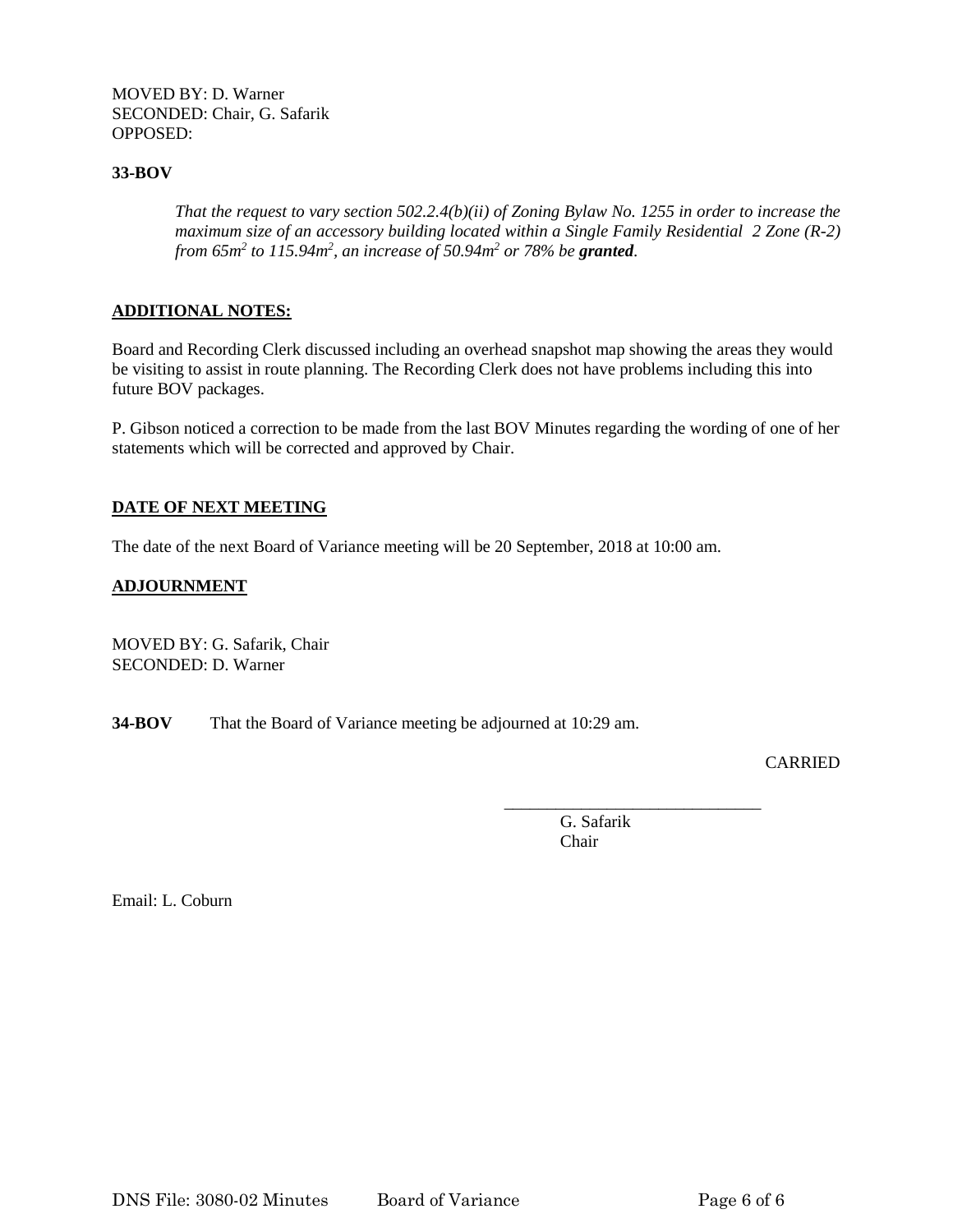MOVED BY: D. Warner
SECONDED: Chair, G. Safarik
OPPOSED:

**33-BOV**

*That the request to vary section 502.2.4(b)(ii) of Zoning Bylaw No. 1255 in order to increase the maximum size of an accessory building located within a Single Family Residential 2 Zone (R-2) from 65m$^2$ to 115.94m$^2$, an increase of 50.94m$^2$ or 78% be **granted**.*

**ADDITIONAL NOTES:**

Board and Recording Clerk discussed including an overhead snapshot map showing the areas they would be visiting to assist in route planning. The Recording Clerk does not have problems including this into future BOV packages.

P. Gibson noticed a correction to be made from the last BOV Minutes regarding the wording of one of her statements which will be corrected and approved by Chair.

**DATE OF NEXT MEETING**

The date of the next Board of Variance meeting will be 20 September, 2018 at 10:00 am.

**ADJOURNMENT**

MOVED BY: G. Safarik, Chair
SECONDED: D. Warner

**34-BOV** That the Board of Variance meeting be adjourned at 10:29 am.

CARRIED

______________________________
G. Safarik
Chair

Email: L. Coburn